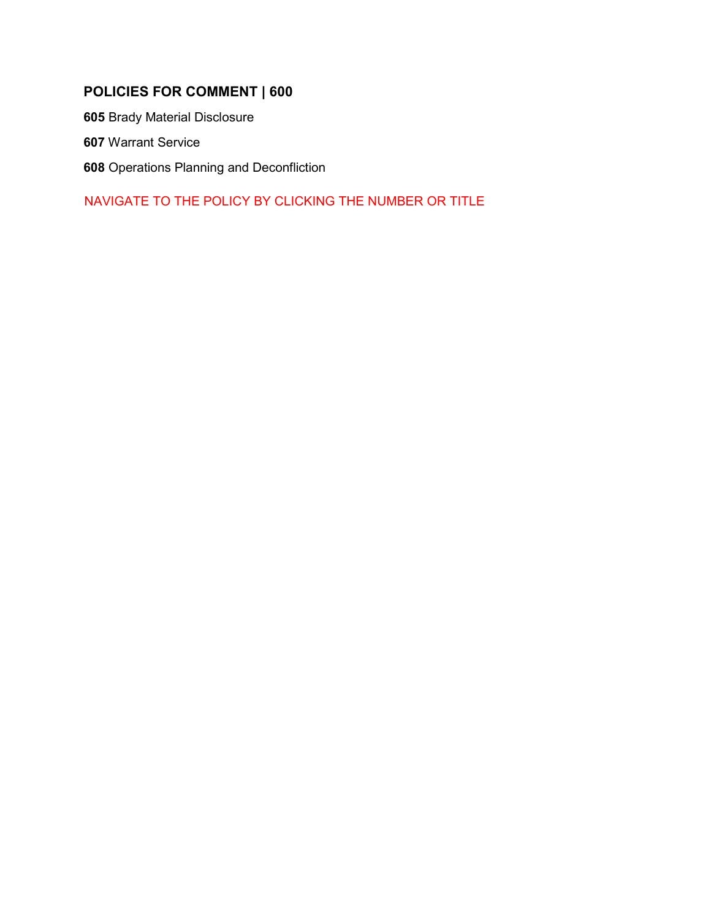## POLICIES FOR COMMENT | 600

**605** Brady Material Disclosure

**607** Warrant Service

**608** Operations Planning and Deconfliction

NAVIGATE TO THE POLICY BY CLICKING THE NUMBER OR TITLE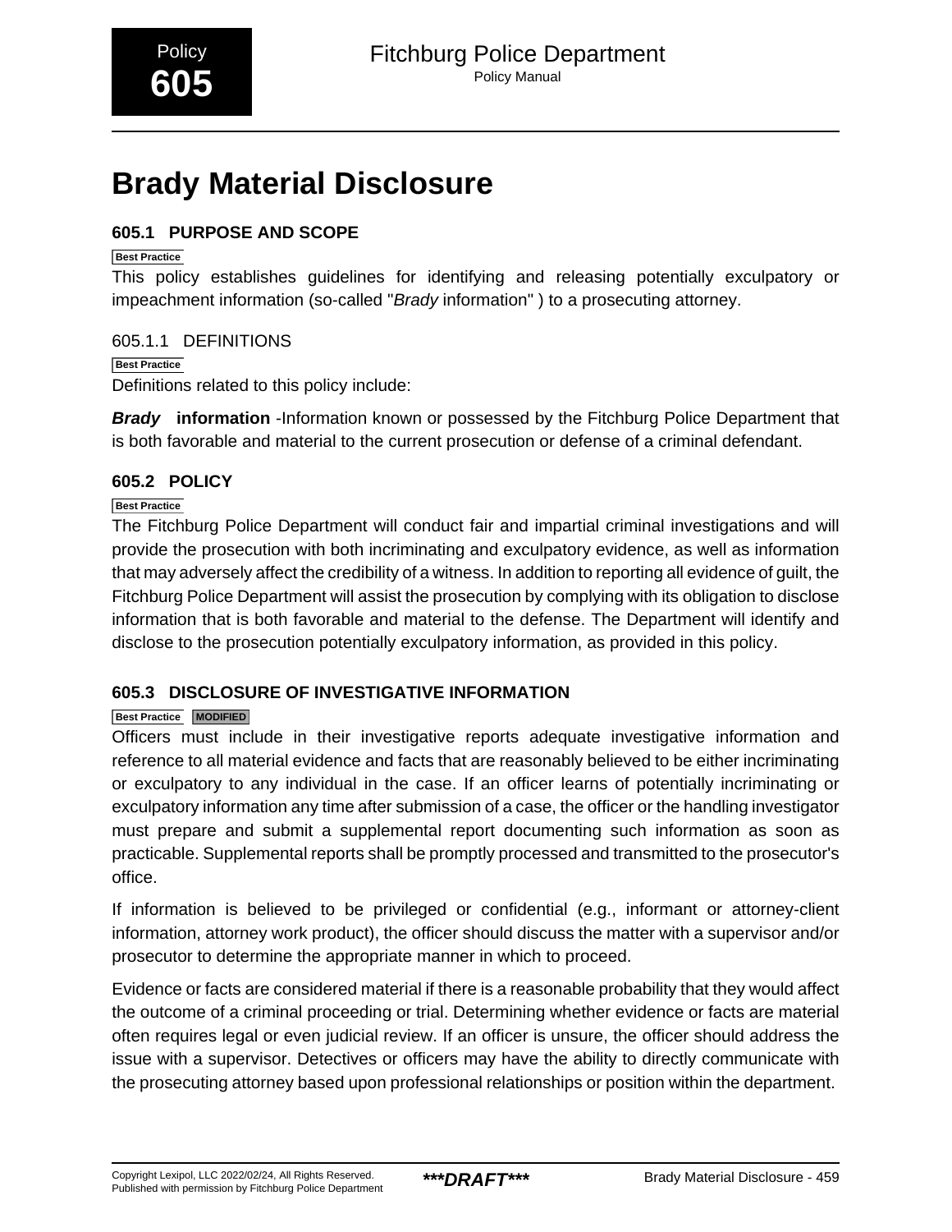Policy **605**

# Brady Material Disclosure

## 605.1 PURPOSE AND SCOPE

Best Practice

This policy establishes guidelines for identifying and releasing potentially exculpatory or impeachment information (so-called "*Brady* information" ) to a prosecuting attorney.

### 605.1.1 DEFINITIONS

Best Practice

Definitions related to this policy include:

***Brady* information** -Information known or possessed by the Fitchburg Police Department that is both favorable and material to the current prosecution or defense of a criminal defendant.

## 605.2 POLICY

Best Practice

The Fitchburg Police Department will conduct fair and impartial criminal investigations and will provide the prosecution with both incriminating and exculpatory evidence, as well as information that may adversely affect the credibility of a witness. In addition to reporting all evidence of guilt, the Fitchburg Police Department will assist the prosecution by complying with its obligation to disclose information that is both favorable and material to the defense. The Department will identify and disclose to the prosecution potentially exculpatory information, as provided in this policy.

## 605.3 DISCLOSURE OF INVESTIGATIVE INFORMATION

Best Practice MODIFIED

Officers must include in their investigative reports adequate investigative information and reference to all material evidence and facts that are reasonably believed to be either incriminating or exculpatory to any individual in the case. If an officer learns of potentially incriminating or exculpatory information any time after submission of a case, the officer or the handling investigator must prepare and submit a supplemental report documenting such information as soon as practicable. Supplemental reports shall be promptly processed and transmitted to the prosecutor's office.

If information is believed to be privileged or confidential (e.g., informant or attorney-client information, attorney work product), the officer should discuss the matter with a supervisor and/or prosecutor to determine the appropriate manner in which to proceed.

Evidence or facts are considered material if there is a reasonable probability that they would affect the outcome of a criminal proceeding or trial. Determining whether evidence or facts are material often requires legal or even judicial review. If an officer is unsure, the officer should address the issue with a supervisor. Detectives or officers may have the ability to directly communicate with the prosecuting attorney based upon professional relationships or position within the department.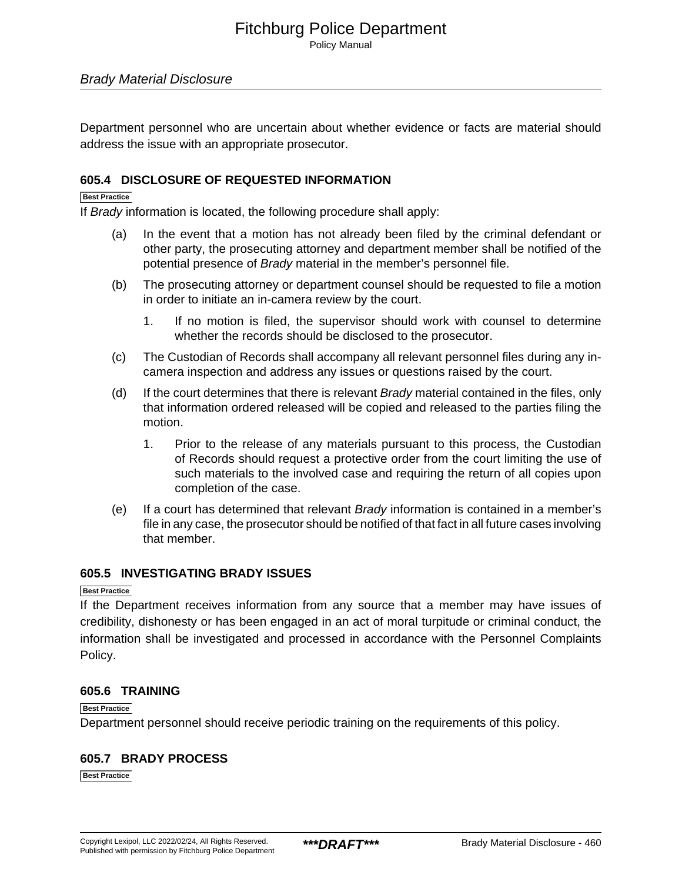Department personnel who are uncertain about whether evidence or facts are material should address the issue with an appropriate prosecutor.

### 605.4 DISCLOSURE OF REQUESTED INFORMATION

Best Practice

If *Brady* information is located, the following procedure shall apply:

(a) In the event that a motion has not already been filed by the criminal defendant or other party, the prosecuting attorney and department member shall be notified of the potential presence of *Brady* material in the member's personnel file.

(b) The prosecuting attorney or department counsel should be requested to file a motion in order to initiate an in-camera review by the court.

   1. If no motion is filed, the supervisor should work with counsel to determine whether the records should be disclosed to the prosecutor.

(c) The Custodian of Records shall accompany all relevant personnel files during any in-camera inspection and address any issues or questions raised by the court.

(d) If the court determines that there is relevant *Brady* material contained in the files, only that information ordered released will be copied and released to the parties filing the motion.

   1. Prior to the release of any materials pursuant to this process, the Custodian of Records should request a protective order from the court limiting the use of such materials to the involved case and requiring the return of all copies upon completion of the case.

(e) If a court has determined that relevant *Brady* information is contained in a member's file in any case, the prosecutor should be notified of that fact in all future cases involving that member.

### 605.5 INVESTIGATING BRADY ISSUES

Best Practice

If the Department receives information from any source that a member may have issues of credibility, dishonesty or has been engaged in an act of moral turpitude or criminal conduct, the information shall be investigated and processed in accordance with the Personnel Complaints Policy.

### 605.6 TRAINING

Best Practice

Department personnel should receive periodic training on the requirements of this policy.

### 605.7 BRADY PROCESS

Best Practice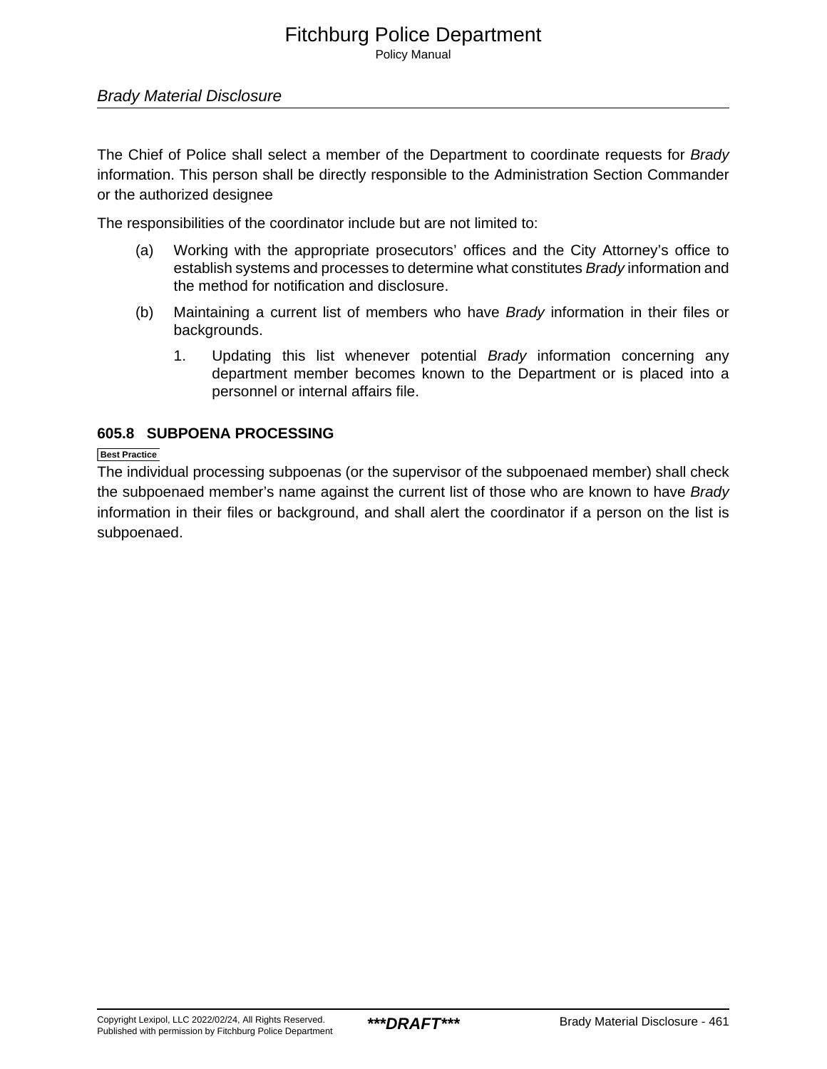The Chief of Police shall select a member of the Department to coordinate requests for *Brady* information. This person shall be directly responsible to the Administration Section Commander or the authorized designee

The responsibilities of the coordinator include but are not limited to:

(a) Working with the appropriate prosecutors' offices and the City Attorney's office to establish systems and processes to determine what constitutes *Brady* information and the method for notification and disclosure.

(b) Maintaining a current list of members who have *Brady* information in their files or backgrounds.

   1. Updating this list whenever potential *Brady* information concerning any department member becomes known to the Department or is placed into a personnel or internal affairs file.

### 605.8 SUBPOENA PROCESSING

**Best Practice**

The individual processing subpoenas (or the supervisor of the subpoenaed member) shall check the subpoenaed member's name against the current list of those who are known to have *Brady* information in their files or background, and shall alert the coordinator if a person on the list is subpoenaed.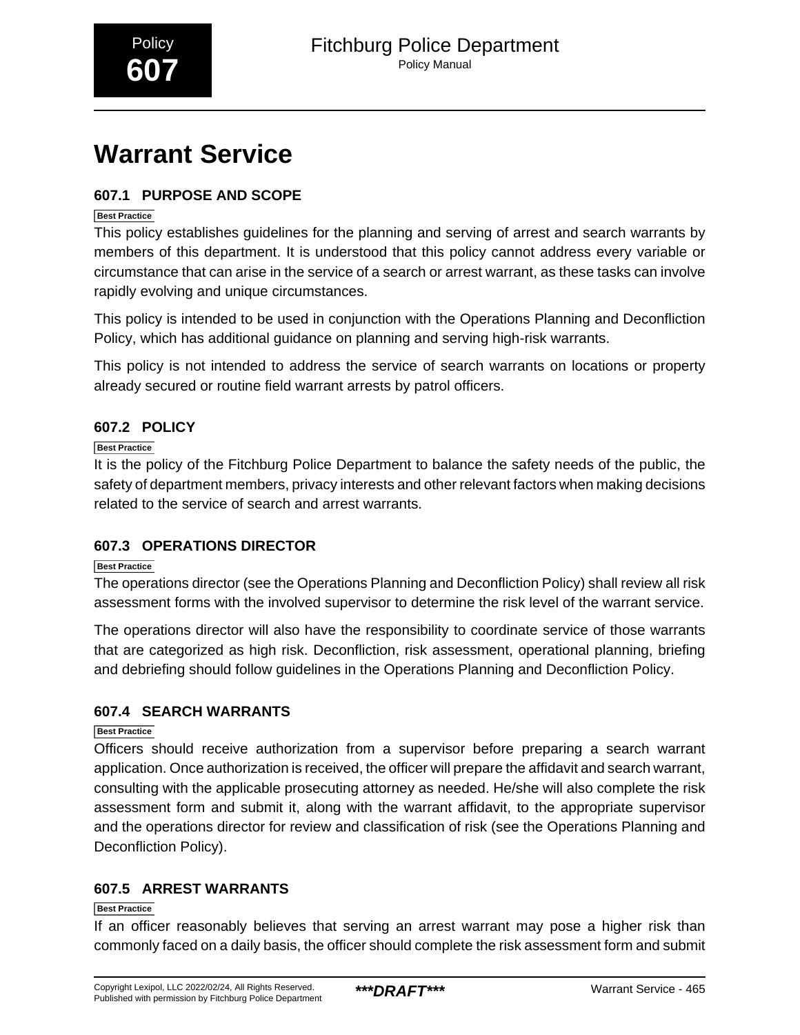# Warrant Service

## 607.1 PURPOSE AND SCOPE

Best Practice

This policy establishes guidelines for the planning and serving of arrest and search warrants by members of this department. It is understood that this policy cannot address every variable or circumstance that can arise in the service of a search or arrest warrant, as these tasks can involve rapidly evolving and unique circumstances.

This policy is intended to be used in conjunction with the Operations Planning and Deconfliction Policy, which has additional guidance on planning and serving high-risk warrants.

This policy is not intended to address the service of search warrants on locations or property already secured or routine field warrant arrests by patrol officers.

## 607.2 POLICY

Best Practice

It is the policy of the Fitchburg Police Department to balance the safety needs of the public, the safety of department members, privacy interests and other relevant factors when making decisions related to the service of search and arrest warrants.

## 607.3 OPERATIONS DIRECTOR

Best Practice

The operations director (see the Operations Planning and Deconfliction Policy) shall review all risk assessment forms with the involved supervisor to determine the risk level of the warrant service.

The operations director will also have the responsibility to coordinate service of those warrants that are categorized as high risk. Deconfliction, risk assessment, operational planning, briefing and debriefing should follow guidelines in the Operations Planning and Deconfliction Policy.

## 607.4 SEARCH WARRANTS

Best Practice

Officers should receive authorization from a supervisor before preparing a search warrant application. Once authorization is received, the officer will prepare the affidavit and search warrant, consulting with the applicable prosecuting attorney as needed. He/she will also complete the risk assessment form and submit it, along with the warrant affidavit, to the appropriate supervisor and the operations director for review and classification of risk (see the Operations Planning and Deconfliction Policy).

## 607.5 ARREST WARRANTS

Best Practice

If an officer reasonably believes that serving an arrest warrant may pose a higher risk than commonly faced on a daily basis, the officer should complete the risk assessment form and submit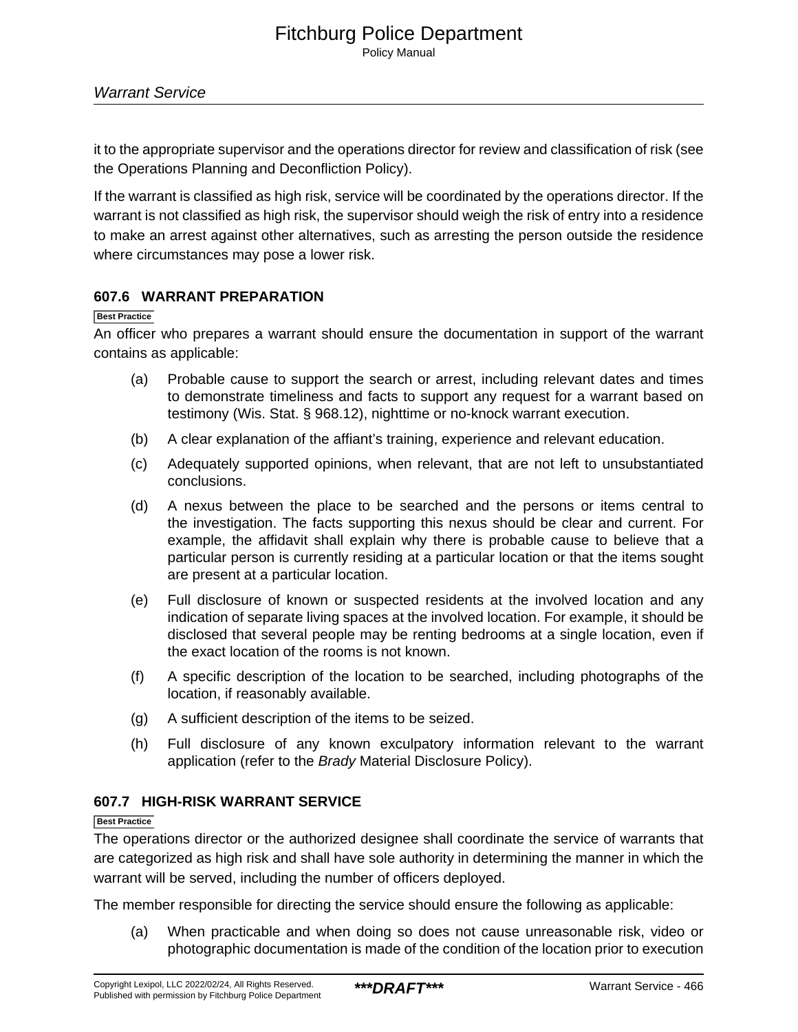it to the appropriate supervisor and the operations director for review and classification of risk (see the Operations Planning and Deconfliction Policy).

If the warrant is classified as high risk, service will be coordinated by the operations director. If the warrant is not classified as high risk, the supervisor should weigh the risk of entry into a residence to make an arrest against other alternatives, such as arresting the person outside the residence where circumstances may pose a lower risk.

### 607.6 WARRANT PREPARATION

Best Practice

An officer who prepares a warrant should ensure the documentation in support of the warrant contains as applicable:

(a) Probable cause to support the search or arrest, including relevant dates and times to demonstrate timeliness and facts to support any request for a warrant based on testimony (Wis. Stat. § 968.12), nighttime or no-knock warrant execution.

(b) A clear explanation of the affiant's training, experience and relevant education.

(c) Adequately supported opinions, when relevant, that are not left to unsubstantiated conclusions.

(d) A nexus between the place to be searched and the persons or items central to the investigation. The facts supporting this nexus should be clear and current. For example, the affidavit shall explain why there is probable cause to believe that a particular person is currently residing at a particular location or that the items sought are present at a particular location.

(e) Full disclosure of known or suspected residents at the involved location and any indication of separate living spaces at the involved location. For example, it should be disclosed that several people may be renting bedrooms at a single location, even if the exact location of the rooms is not known.

(f) A specific description of the location to be searched, including photographs of the location, if reasonably available.

(g) A sufficient description of the items to be seized.

(h) Full disclosure of any known exculpatory information relevant to the warrant application (refer to the *Brady* Material Disclosure Policy).

### 607.7 HIGH-RISK WARRANT SERVICE

Best Practice

The operations director or the authorized designee shall coordinate the service of warrants that are categorized as high risk and shall have sole authority in determining the manner in which the warrant will be served, including the number of officers deployed.

The member responsible for directing the service should ensure the following as applicable:

(a) When practicable and when doing so does not cause unreasonable risk, video or photographic documentation is made of the condition of the location prior to execution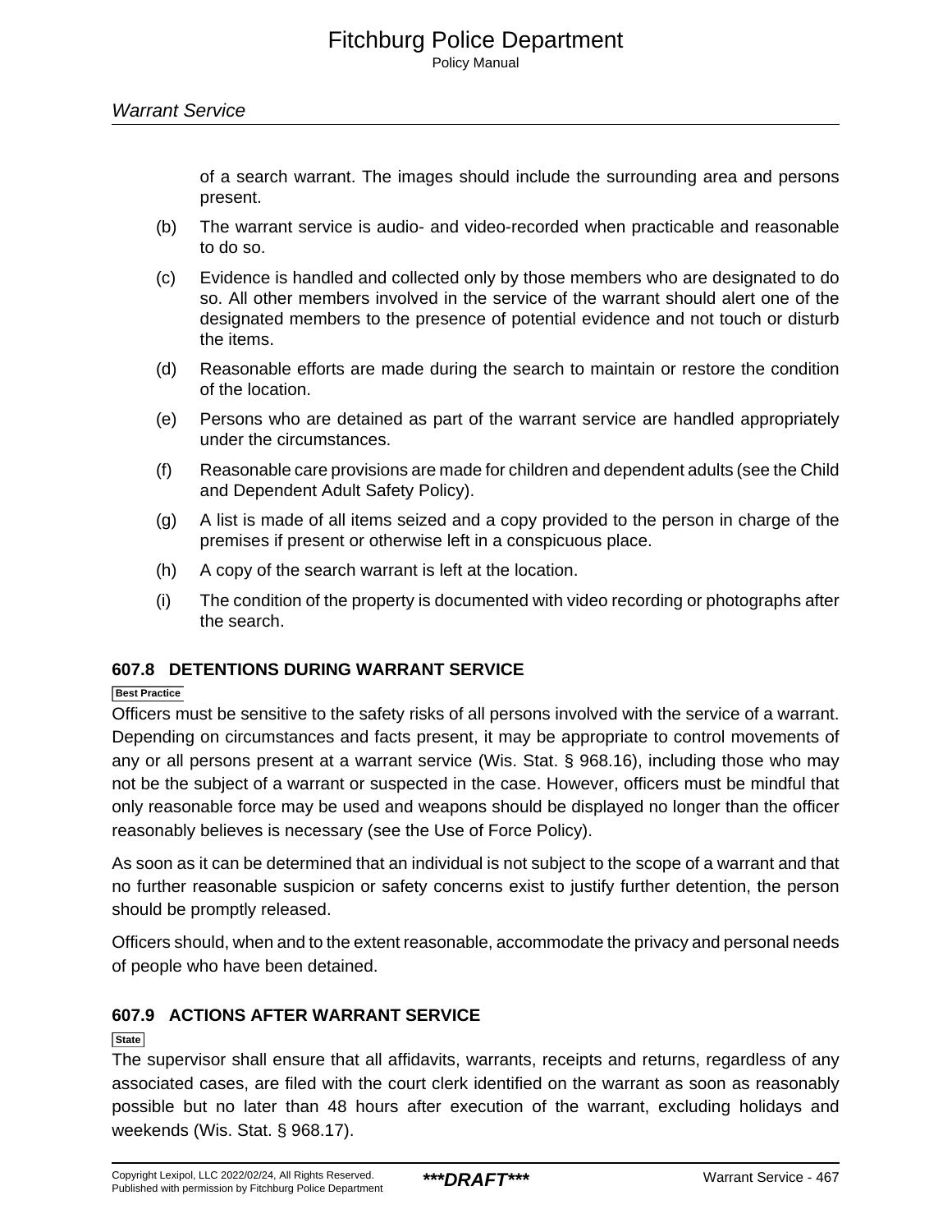of a search warrant. The images should include the surrounding area and persons present.

(b) The warrant service is audio- and video-recorded when practicable and reasonable to do so.

(c) Evidence is handled and collected only by those members who are designated to do so. All other members involved in the service of the warrant should alert one of the designated members to the presence of potential evidence and not touch or disturb the items.

(d) Reasonable efforts are made during the search to maintain or restore the condition of the location.

(e) Persons who are detained as part of the warrant service are handled appropriately under the circumstances.

(f) Reasonable care provisions are made for children and dependent adults (see the Child and Dependent Adult Safety Policy).

(g) A list is made of all items seized and a copy provided to the person in charge of the premises if present or otherwise left in a conspicuous place.

(h) A copy of the search warrant is left at the location.

(i) The condition of the property is documented with video recording or photographs after the search.

### 607.8 DETENTIONS DURING WARRANT SERVICE

Best Practice

Officers must be sensitive to the safety risks of all persons involved with the service of a warrant. Depending on circumstances and facts present, it may be appropriate to control movements of any or all persons present at a warrant service (Wis. Stat. § 968.16), including those who may not be the subject of a warrant or suspected in the case. However, officers must be mindful that only reasonable force may be used and weapons should be displayed no longer than the officer reasonably believes is necessary (see the Use of Force Policy).

As soon as it can be determined that an individual is not subject to the scope of a warrant and that no further reasonable suspicion or safety concerns exist to justify further detention, the person should be promptly released.

Officers should, when and to the extent reasonable, accommodate the privacy and personal needs of people who have been detained.

### 607.9 ACTIONS AFTER WARRANT SERVICE

State

The supervisor shall ensure that all affidavits, warrants, receipts and returns, regardless of any associated cases, are filed with the court clerk identified on the warrant as soon as reasonably possible but no later than 48 hours after execution of the warrant, excluding holidays and weekends (Wis. Stat. § 968.17).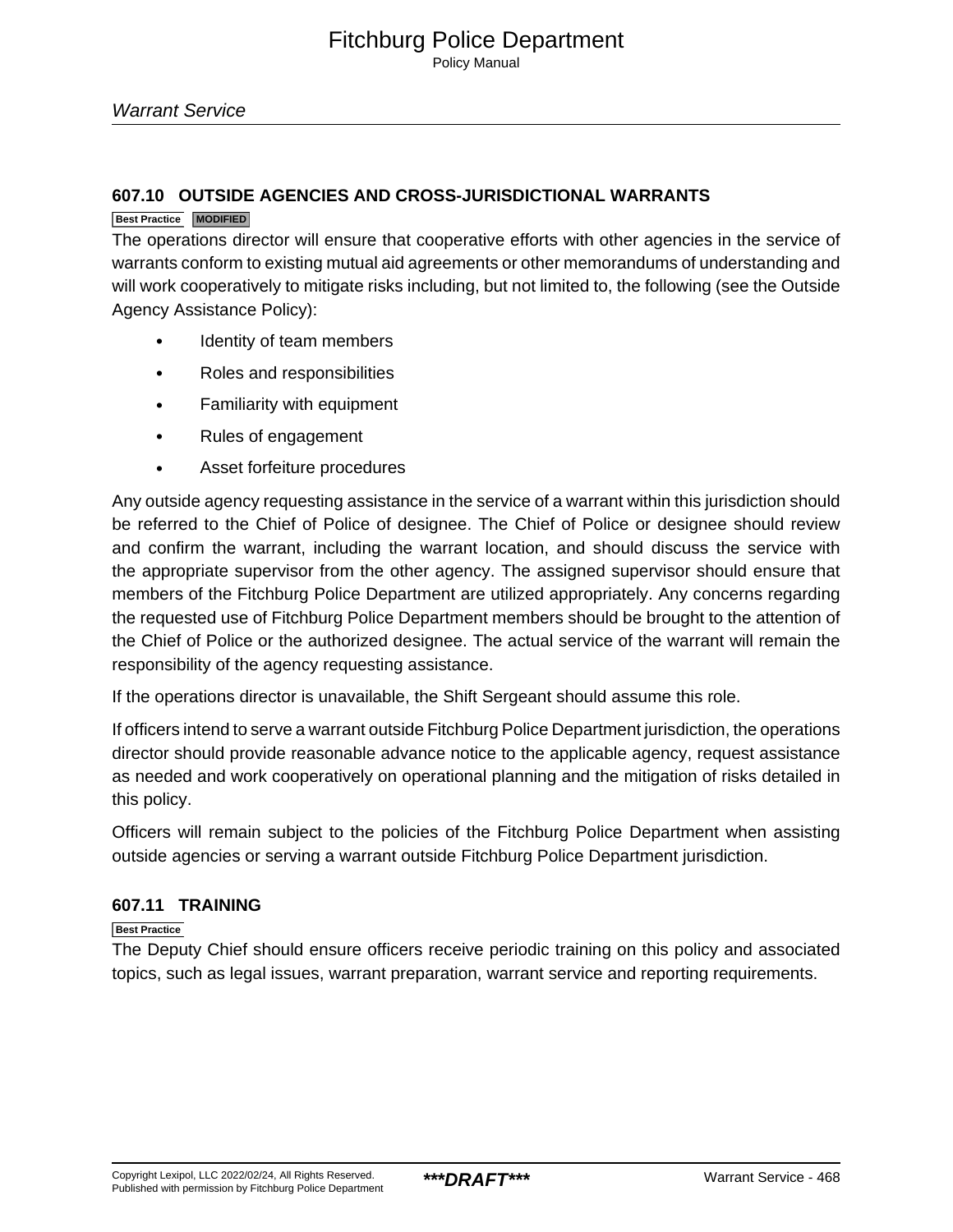### 607.10 OUTSIDE AGENCIES AND CROSS-JURISDICTIONAL WARRANTS

Best Practice MODIFIED

The operations director will ensure that cooperative efforts with other agencies in the service of warrants conform to existing mutual aid agreements or other memorandums of understanding and will work cooperatively to mitigate risks including, but not limited to, the following (see the Outside Agency Assistance Policy):

- Identity of team members
- Roles and responsibilities
- Familiarity with equipment
- Rules of engagement
- Asset forfeiture procedures

Any outside agency requesting assistance in the service of a warrant within this jurisdiction should be referred to the Chief of Police of designee. The Chief of Police or designee should review and confirm the warrant, including the warrant location, and should discuss the service with the appropriate supervisor from the other agency. The assigned supervisor should ensure that members of the Fitchburg Police Department are utilized appropriately. Any concerns regarding the requested use of Fitchburg Police Department members should be brought to the attention of the Chief of Police or the authorized designee. The actual service of the warrant will remain the responsibility of the agency requesting assistance.

If the operations director is unavailable, the Shift Sergeant should assume this role.

If officers intend to serve a warrant outside Fitchburg Police Department jurisdiction, the operations director should provide reasonable advance notice to the applicable agency, request assistance as needed and work cooperatively on operational planning and the mitigation of risks detailed in this policy.

Officers will remain subject to the policies of the Fitchburg Police Department when assisting outside agencies or serving a warrant outside Fitchburg Police Department jurisdiction.

### 607.11 TRAINING

Best Practice

The Deputy Chief should ensure officers receive periodic training on this policy and associated topics, such as legal issues, warrant preparation, warrant service and reporting requirements.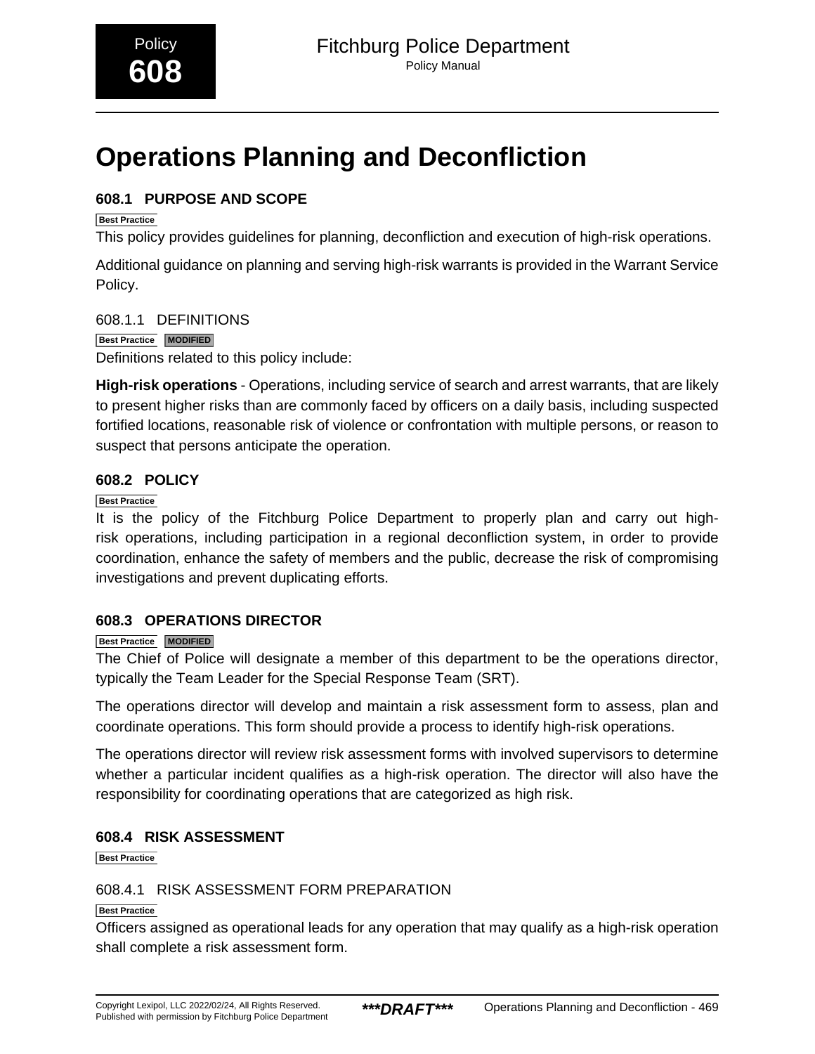# Operations Planning and Deconfliction

## 608.1 PURPOSE AND SCOPE

Best Practice

This policy provides guidelines for planning, deconfliction and execution of high-risk operations.

Additional guidance on planning and serving high-risk warrants is provided in the Warrant Service Policy.

### 608.1.1 DEFINITIONS

Best Practice MODIFIED

Definitions related to this policy include:

**High-risk operations** - Operations, including service of search and arrest warrants, that are likely to present higher risks than are commonly faced by officers on a daily basis, including suspected fortified locations, reasonable risk of violence or confrontation with multiple persons, or reason to suspect that persons anticipate the operation.

## 608.2 POLICY

Best Practice

It is the policy of the Fitchburg Police Department to properly plan and carry out high-risk operations, including participation in a regional deconfliction system, in order to provide coordination, enhance the safety of members and the public, decrease the risk of compromising investigations and prevent duplicating efforts.

## 608.3 OPERATIONS DIRECTOR

Best Practice MODIFIED

The Chief of Police will designate a member of this department to be the operations director, typically the Team Leader for the Special Response Team (SRT).

The operations director will develop and maintain a risk assessment form to assess, plan and coordinate operations. This form should provide a process to identify high-risk operations.

The operations director will review risk assessment forms with involved supervisors to determine whether a particular incident qualifies as a high-risk operation. The director will also have the responsibility for coordinating operations that are categorized as high risk.

## 608.4 RISK ASSESSMENT

Best Practice

### 608.4.1 RISK ASSESSMENT FORM PREPARATION

Best Practice

Officers assigned as operational leads for any operation that may qualify as a high-risk operation shall complete a risk assessment form.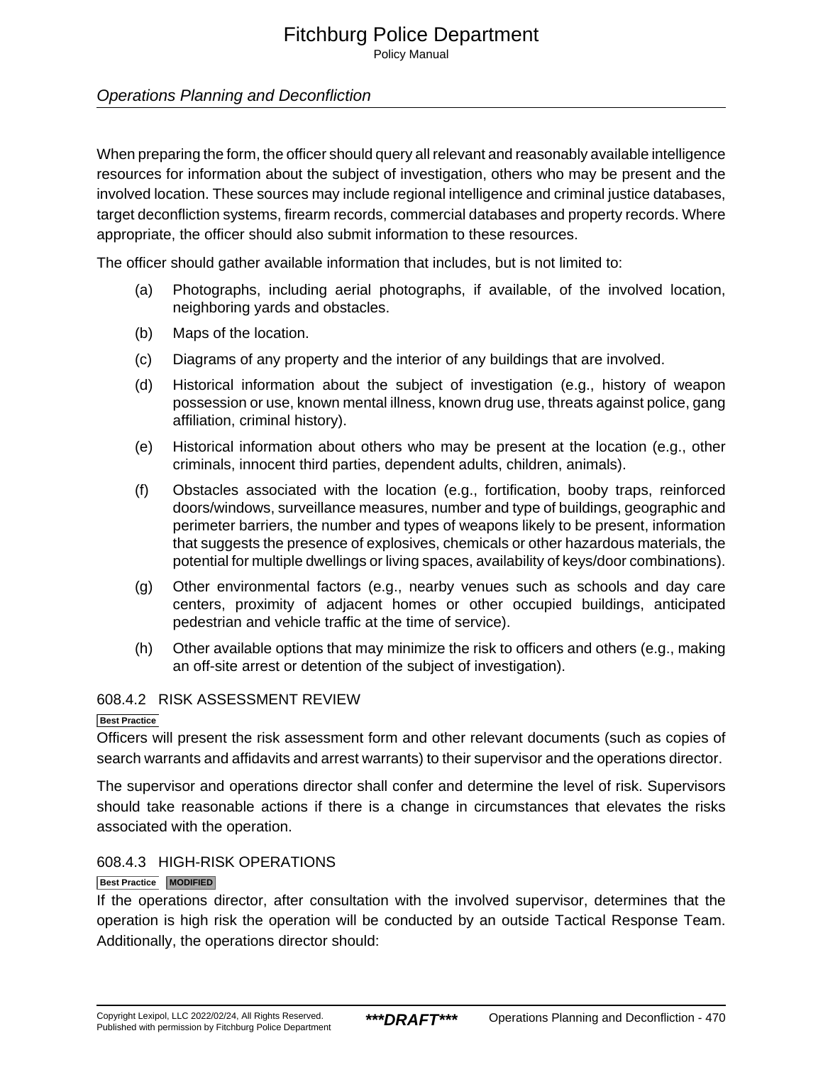When preparing the form, the officer should query all relevant and reasonably available intelligence resources for information about the subject of investigation, others who may be present and the involved location. These sources may include regional intelligence and criminal justice databases, target deconfliction systems, firearm records, commercial databases and property records. Where appropriate, the officer should also submit information to these resources.

The officer should gather available information that includes, but is not limited to:

(a) Photographs, including aerial photographs, if available, of the involved location, neighboring yards and obstacles.

(b) Maps of the location.

(c) Diagrams of any property and the interior of any buildings that are involved.

(d) Historical information about the subject of investigation (e.g., history of weapon possession or use, known mental illness, known drug use, threats against police, gang affiliation, criminal history).

(e) Historical information about others who may be present at the location (e.g., other criminals, innocent third parties, dependent adults, children, animals).

(f) Obstacles associated with the location (e.g., fortification, booby traps, reinforced doors/windows, surveillance measures, number and type of buildings, geographic and perimeter barriers, the number and types of weapons likely to be present, information that suggests the presence of explosives, chemicals or other hazardous materials, the potential for multiple dwellings or living spaces, availability of keys/door combinations).

(g) Other environmental factors (e.g., nearby venues such as schools and day care centers, proximity of adjacent homes or other occupied buildings, anticipated pedestrian and vehicle traffic at the time of service).

(h) Other available options that may minimize the risk to officers and others (e.g., making an off-site arrest or detention of the subject of investigation).

### 608.4.2 RISK ASSESSMENT REVIEW

**Best Practice**

Officers will present the risk assessment form and other relevant documents (such as copies of search warrants and affidavits and arrest warrants) to their supervisor and the operations director.

The supervisor and operations director shall confer and determine the level of risk. Supervisors should take reasonable actions if there is a change in circumstances that elevates the risks associated with the operation.

### 608.4.3 HIGH-RISK OPERATIONS

**Best Practice** **MODIFIED**

If the operations director, after consultation with the involved supervisor, determines that the operation is high risk the operation will be conducted by an outside Tactical Response Team. Additionally, the operations director should: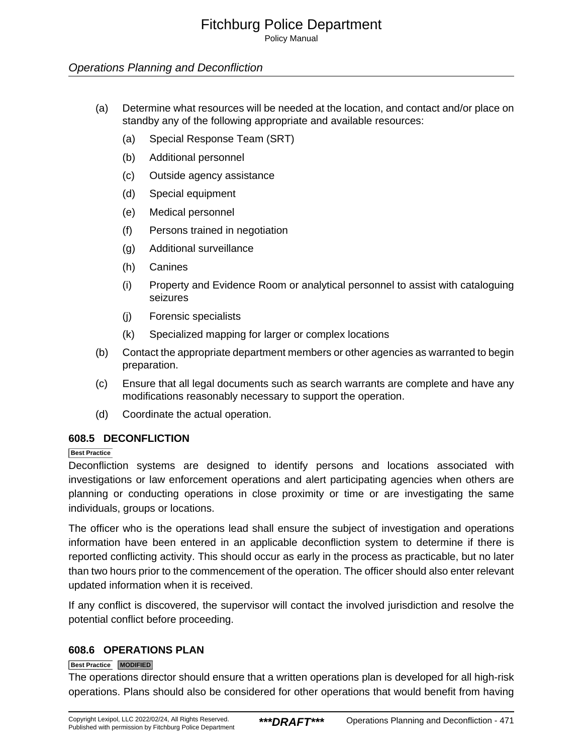(a) Determine what resources will be needed at the location, and contact and/or place on standby any of the following appropriate and available resources:

    (a) Special Response Team (SRT)

    (b) Additional personnel

    (c) Outside agency assistance

    (d) Special equipment

    (e) Medical personnel

    (f) Persons trained in negotiation

    (g) Additional surveillance

    (h) Canines

    (i) Property and Evidence Room or analytical personnel to assist with cataloguing seizures

    (j) Forensic specialists

    (k) Specialized mapping for larger or complex locations

(b) Contact the appropriate department members or other agencies as warranted to begin preparation.

(c) Ensure that all legal documents such as search warrants are complete and have any modifications reasonably necessary to support the operation.

(d) Coordinate the actual operation.

### 608.5 DECONFLICTION

Best Practice

Deconfliction systems are designed to identify persons and locations associated with investigations or law enforcement operations and alert participating agencies when others are planning or conducting operations in close proximity or time or are investigating the same individuals, groups or locations.

The officer who is the operations lead shall ensure the subject of investigation and operations information have been entered in an applicable deconfliction system to determine if there is reported conflicting activity. This should occur as early in the process as practicable, but no later than two hours prior to the commencement of the operation. The officer should also enter relevant updated information when it is received.

If any conflict is discovered, the supervisor will contact the involved jurisdiction and resolve the potential conflict before proceeding.

### 608.6 OPERATIONS PLAN

Best Practice MODIFIED

The operations director should ensure that a written operations plan is developed for all high-risk operations. Plans should also be considered for other operations that would benefit from having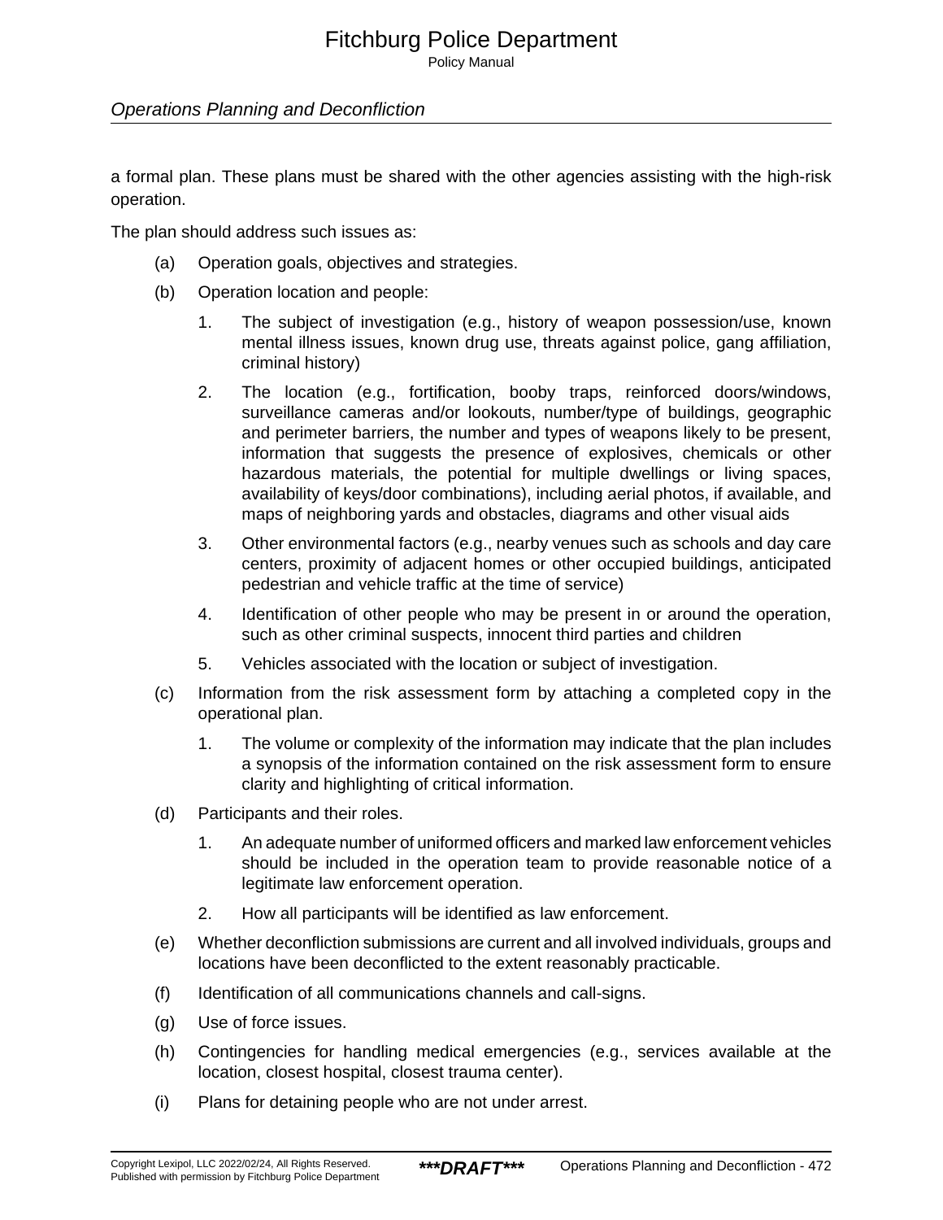a formal plan. These plans must be shared with the other agencies assisting with the high-risk operation.

The plan should address such issues as:

(a) Operation goals, objectives and strategies.

(b) Operation location and people:

1. The subject of investigation (e.g., history of weapon possession/use, known mental illness issues, known drug use, threats against police, gang affiliation, criminal history)

2. The location (e.g., fortification, booby traps, reinforced doors/windows, surveillance cameras and/or lookouts, number/type of buildings, geographic and perimeter barriers, the number and types of weapons likely to be present, information that suggests the presence of explosives, chemicals or other hazardous materials, the potential for multiple dwellings or living spaces, availability of keys/door combinations), including aerial photos, if available, and maps of neighboring yards and obstacles, diagrams and other visual aids

3. Other environmental factors (e.g., nearby venues such as schools and day care centers, proximity of adjacent homes or other occupied buildings, anticipated pedestrian and vehicle traffic at the time of service)

4. Identification of other people who may be present in or around the operation, such as other criminal suspects, innocent third parties and children

5. Vehicles associated with the location or subject of investigation.

(c) Information from the risk assessment form by attaching a completed copy in the operational plan.

1. The volume or complexity of the information may indicate that the plan includes a synopsis of the information contained on the risk assessment form to ensure clarity and highlighting of critical information.

(d) Participants and their roles.

1. An adequate number of uniformed officers and marked law enforcement vehicles should be included in the operation team to provide reasonable notice of a legitimate law enforcement operation.

2. How all participants will be identified as law enforcement.

(e) Whether deconfliction submissions are current and all involved individuals, groups and locations have been deconflicted to the extent reasonably practicable.

(f) Identification of all communications channels and call-signs.

(g) Use of force issues.

(h) Contingencies for handling medical emergencies (e.g., services available at the location, closest hospital, closest trauma center).

(i) Plans for detaining people who are not under arrest.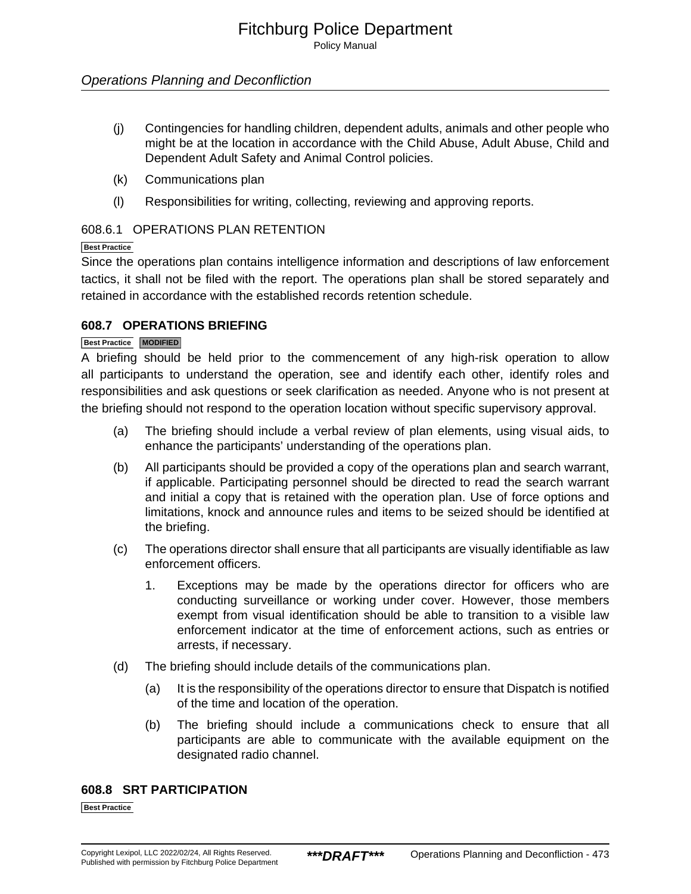(j) Contingencies for handling children, dependent adults, animals and other people who might be at the location in accordance with the Child Abuse, Adult Abuse, Child and Dependent Adult Safety and Animal Control policies.

(k) Communications plan

(l) Responsibilities for writing, collecting, reviewing and approving reports.

#### 608.6.1 OPERATIONS PLAN RETENTION

Best Practice

Since the operations plan contains intelligence information and descriptions of law enforcement tactics, it shall not be filed with the report. The operations plan shall be stored separately and retained in accordance with the established records retention schedule.

### 608.7 OPERATIONS BRIEFING

Best Practice MODIFIED

A briefing should be held prior to the commencement of any high-risk operation to allow all participants to understand the operation, see and identify each other, identify roles and responsibilities and ask questions or seek clarification as needed. Anyone who is not present at the briefing should not respond to the operation location without specific supervisory approval.

(a) The briefing should include a verbal review of plan elements, using visual aids, to enhance the participants' understanding of the operations plan.

(b) All participants should be provided a copy of the operations plan and search warrant, if applicable. Participating personnel should be directed to read the search warrant and initial a copy that is retained with the operation plan. Use of force options and limitations, knock and announce rules and items to be seized should be identified at the briefing.

(c) The operations director shall ensure that all participants are visually identifiable as law enforcement officers.

   1. Exceptions may be made by the operations director for officers who are conducting surveillance or working under cover. However, those members exempt from visual identification should be able to transition to a visible law enforcement indicator at the time of enforcement actions, such as entries or arrests, if necessary.

(d) The briefing should include details of the communications plan.

   (a) It is the responsibility of the operations director to ensure that Dispatch is notified of the time and location of the operation.

   (b) The briefing should include a communications check to ensure that all participants are able to communicate with the available equipment on the designated radio channel.

### 608.8 SRT PARTICIPATION

Best Practice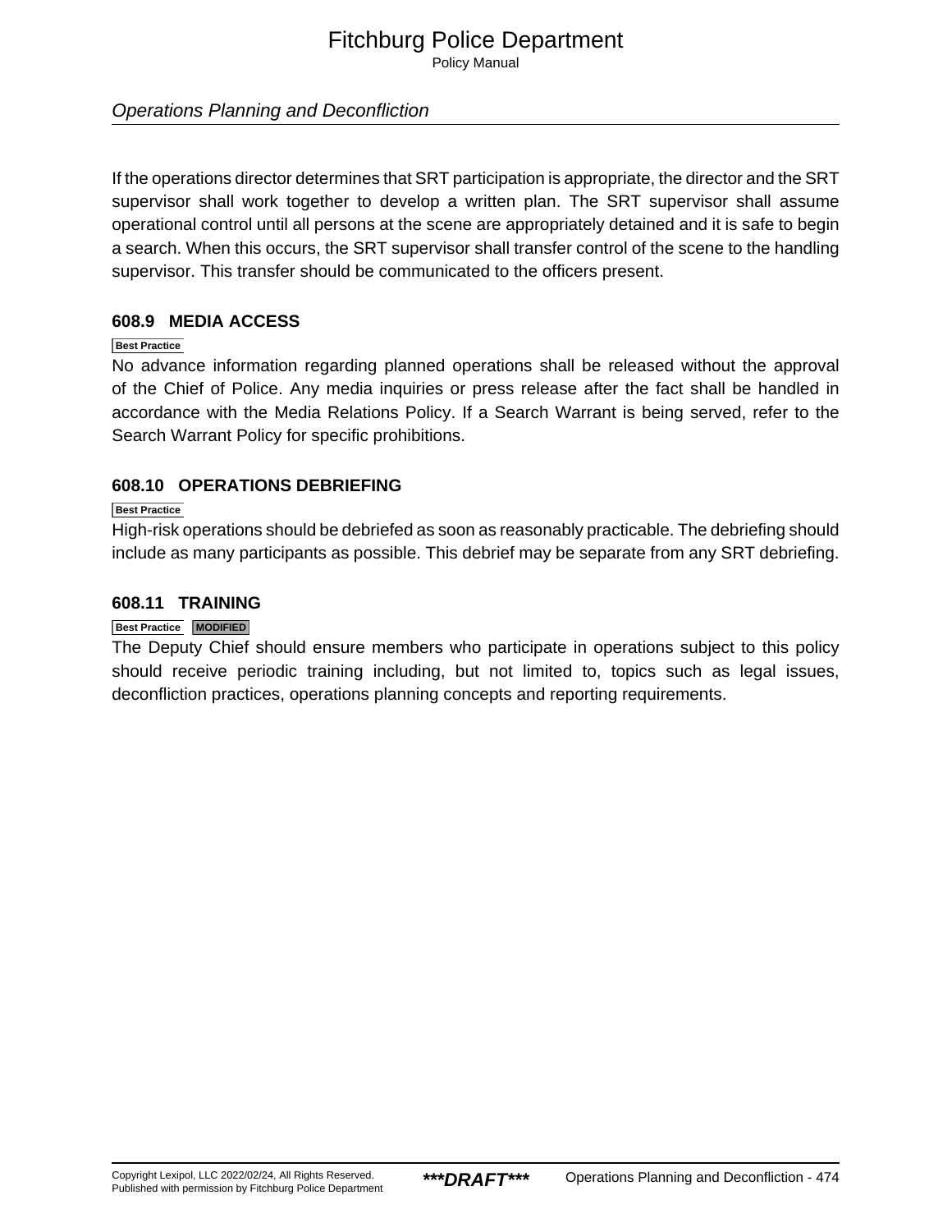If the operations director determines that SRT participation is appropriate, the director and the SRT supervisor shall work together to develop a written plan. The SRT supervisor shall assume operational control until all persons at the scene are appropriately detained and it is safe to begin a search. When this occurs, the SRT supervisor shall transfer control of the scene to the handling supervisor. This transfer should be communicated to the officers present.

### 608.9 MEDIA ACCESS

Best Practice

No advance information regarding planned operations shall be released without the approval of the Chief of Police. Any media inquiries or press release after the fact shall be handled in accordance with the Media Relations Policy. If a Search Warrant is being served, refer to the Search Warrant Policy for specific prohibitions.

### 608.10 OPERATIONS DEBRIEFING

Best Practice

High-risk operations should be debriefed as soon as reasonably practicable. The debriefing should include as many participants as possible. This debrief may be separate from any SRT debriefing.

### 608.11 TRAINING

Best Practice MODIFIED

The Deputy Chief should ensure members who participate in operations subject to this policy should receive periodic training including, but not limited to, topics such as legal issues, deconfliction practices, operations planning concepts and reporting requirements.